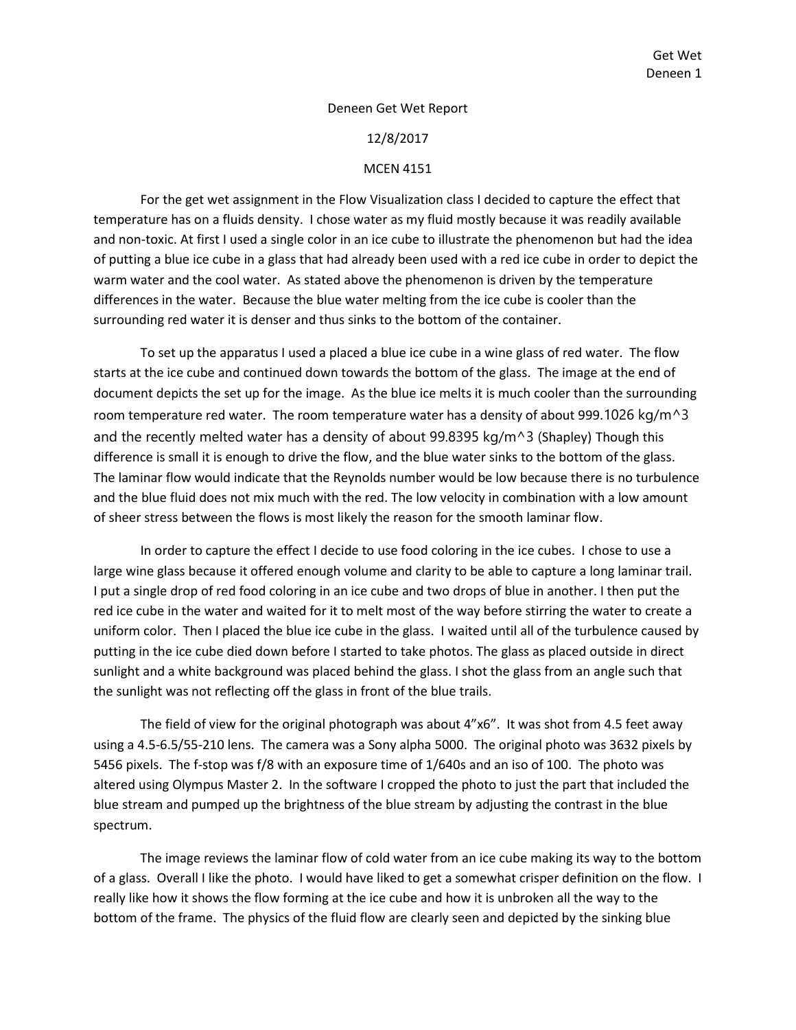Deneen Get Wet Report

12/8/2017

MCEN 4151

For the get wet assignment in the Flow Visualization class I decided to capture the effect that temperature has on a fluids density. I chose water as my fluid mostly because it was readily available and non-toxic. At first I used a single color in an ice cube to illustrate the phenomenon but had the idea of putting a blue ice cube in a glass that had already been used with a red ice cube in order to depict the warm water and the cool water. As stated above the phenomenon is driven by the temperature differences in the water. Because the blue water melting from the ice cube is cooler than the surrounding red water it is denser and thus sinks to the bottom of the container.

To set up the apparatus I used a placed a blue ice cube in a wine glass of red water. The flow starts at the ice cube and continued down towards the bottom of the glass. The image at the end of document depicts the set up for the image. As the blue ice melts it is much cooler than the surrounding room temperature red water. The room temperature water has a density of about 999.1026 kg/m^3 and the recently melted water has a density of about 99.8395 kg/m^3 (Shapley) Though this difference is small it is enough to drive the flow, and the blue water sinks to the bottom of the glass. The laminar flow would indicate that the Reynolds number would be low because there is no turbulence and the blue fluid does not mix much with the red. The low velocity in combination with a low amount of sheer stress between the flows is most likely the reason for the smooth laminar flow.

In order to capture the effect I decide to use food coloring in the ice cubes. I chose to use a large wine glass because it offered enough volume and clarity to be able to capture a long laminar trail. I put a single drop of red food coloring in an ice cube and two drops of blue in another. I then put the red ice cube in the water and waited for it to melt most of the way before stirring the water to create a uniform color. Then I placed the blue ice cube in the glass. I waited until all of the turbulence caused by putting in the ice cube died down before I started to take photos. The glass as placed outside in direct sunlight and a white background was placed behind the glass. I shot the glass from an angle such that the sunlight was not reflecting off the glass in front of the blue trails.

The field of view for the original photograph was about 4"x6". It was shot from 4.5 feet away using a 4.5-6.5/55-210 lens. The camera was a Sony alpha 5000. The original photo was 3632 pixels by 5456 pixels. The f-stop was f/8 with an exposure time of 1/640s and an iso of 100. The photo was altered using Olympus Master 2. In the software I cropped the photo to just the part that included the blue stream and pumped up the brightness of the blue stream by adjusting the contrast in the blue spectrum.

The image reviews the laminar flow of cold water from an ice cube making its way to the bottom of a glass. Overall I like the photo. I would have liked to get a somewhat crisper definition on the flow. I really like how it shows the flow forming at the ice cube and how it is unbroken all the way to the bottom of the frame. The physics of the fluid flow are clearly seen and depicted by the sinking blue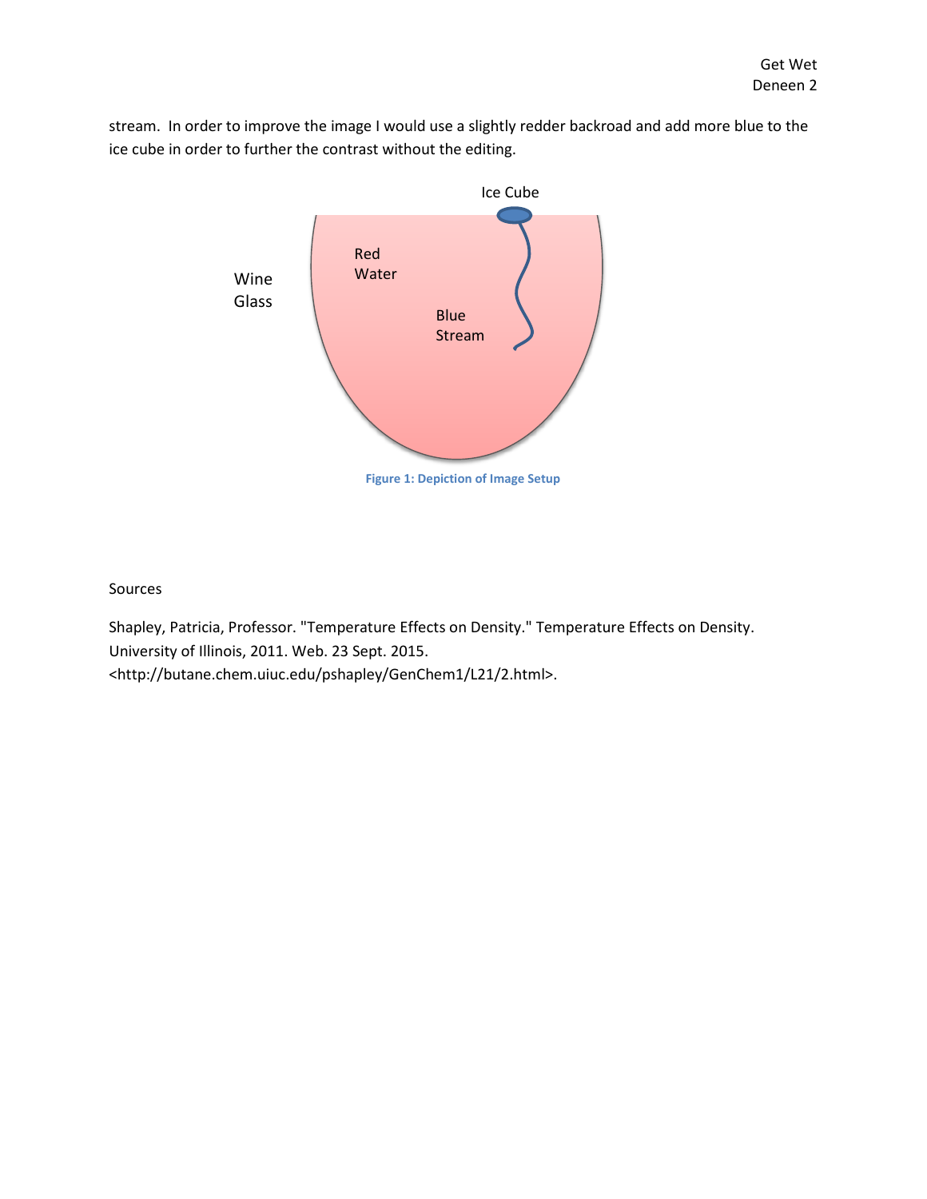stream. In order to improve the image I would use a slightly redder backroad and add more blue to the ice cube in order to further the contrast without the editing.

Ice Cube

Wine Glass

Red Water

Blue Stream

Figure 1: Depiction of Image Setup

Sources

Shapley, Patricia, Professor. "Temperature Effects on Density." Temperature Effects on Density. University of Illinois, 2011. Web. 23 Sept. 2015. <http://butane.chem.uiuc.edu/pshapley/GenChem1/L21/2.html>.